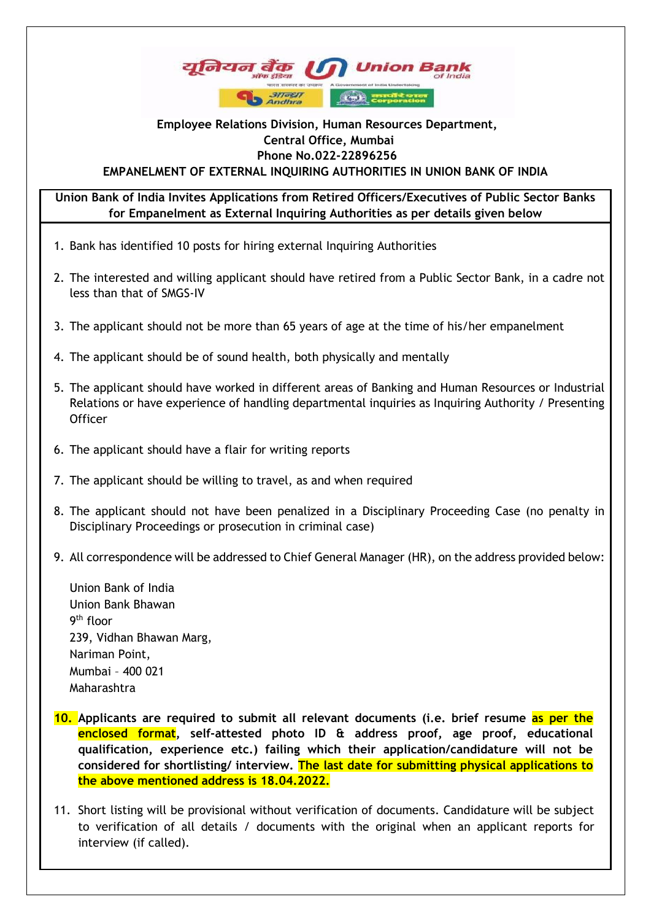**Employee Relations Division, Human Resources Department,**
**Central Office, Mumbai**
**Phone No.022-22896256**

**EMPANELMENT OF EXTERNAL INQUIRING AUTHORITIES IN UNION BANK OF INDIA**

**Union Bank of India Invites Applications from Retired Officers/Executives of Public Sector Banks for Empanelment as External Inquiring Authorities as per details given below**

1. Bank has identified 10 posts for hiring external Inquiring Authorities
2. The interested and willing applicant should have retired from a Public Sector Bank, in a cadre not less than that of SMGS-IV
3. The applicant should not be more than 65 years of age at the time of his/her empanelment
4. The applicant should be of sound health, both physically and mentally
5. The applicant should have worked in different areas of Banking and Human Resources or Industrial Relations or have experience of handling departmental inquiries as Inquiring Authority / Presenting Officer
6. The applicant should have a flair for writing reports
7. The applicant should be willing to travel, as and when required
8. The applicant should not have been penalized in a Disciplinary Proceeding Case (no penalty in Disciplinary Proceedings or prosecution in criminal case)
9. All correspondence will be addressed to Chief General Manager (HR), on the address provided below:

   Union Bank of India
   Union Bank Bhawan
   9th floor
   239, Vidhan Bhawan Marg,
   Nariman Point,
   Mumbai – 400 021
   Maharashtra

10. **Applicants are required to submit all relevant documents (i.e. brief resume as per the enclosed format, self-attested photo ID & address proof, age proof, educational qualification, experience etc.) failing which their application/candidature will not be considered for shortlisting/ interview. The last date for submitting physical applications to the above mentioned address is 18.04.2022.**
11. Short listing will be provisional without verification of documents. Candidature will be subject to verification of all details / documents with the original when an applicant reports for interview (if called).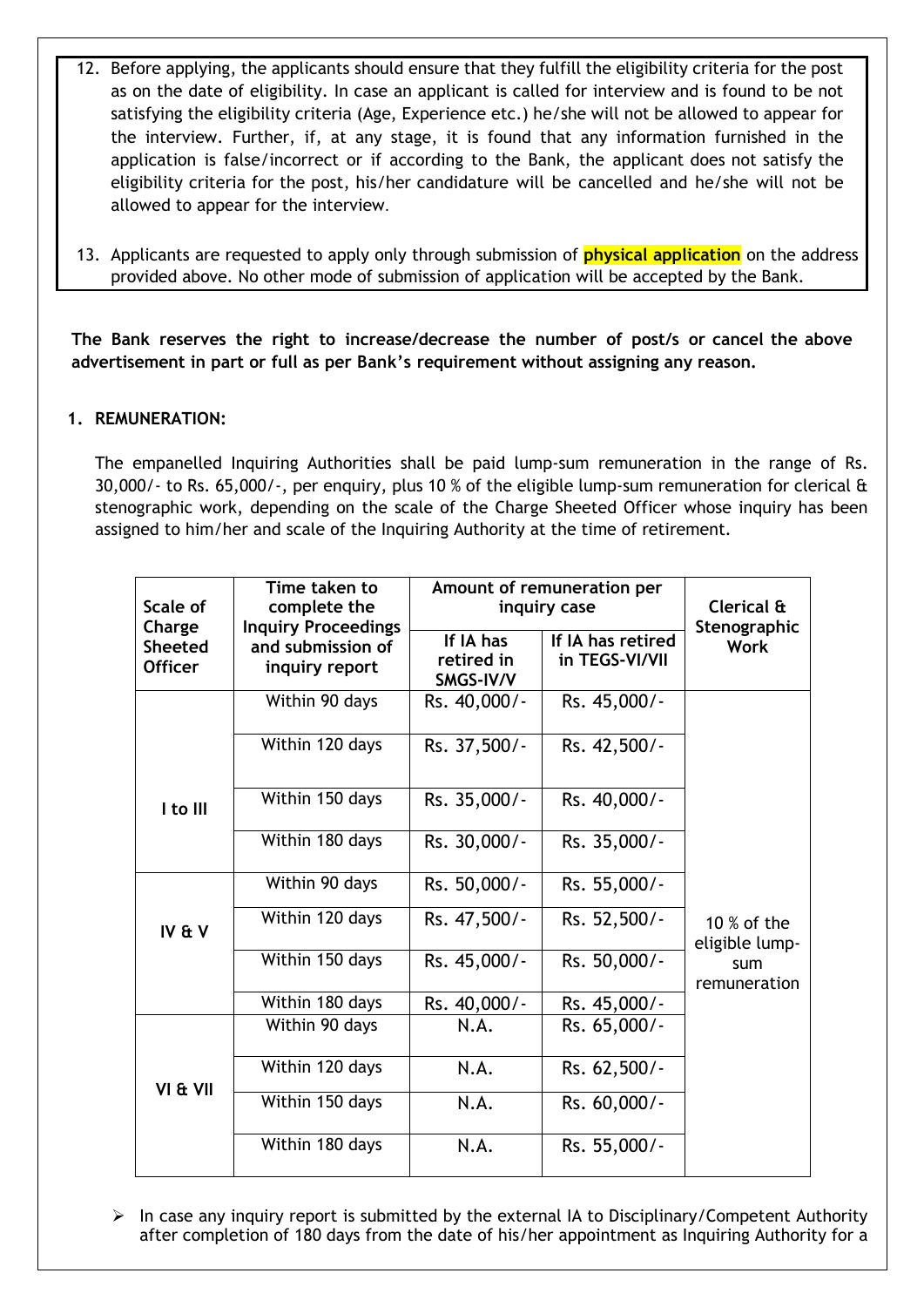12. Before applying, the applicants should ensure that they fulfill the eligibility criteria for the post as on the date of eligibility. In case an applicant is called for interview and is found to be not satisfying the eligibility criteria (Age, Experience etc.) he/she will not be allowed to appear for the interview. Further, if, at any stage, it is found that any information furnished in the application is false/incorrect or if according to the Bank, the applicant does not satisfy the eligibility criteria for the post, his/her candidature will be cancelled and he/she will not be allowed to appear for the interview.

13. Applicants are requested to apply only through submission of **physical application** on the address provided above. No other mode of submission of application will be accepted by the Bank.

**The Bank reserves the right to increase/decrease the number of post/s or cancel the above advertisement in part or full as per Bank's requirement without assigning any reason.**

1. **REMUNERATION:**

The empanelled Inquiring Authorities shall be paid lump-sum remuneration in the range of Rs. 30,000/- to Rs. 65,000/-, per enquiry, plus 10 % of the eligible lump-sum remuneration for clerical & stenographic work, depending on the scale of the Charge Sheeted Officer whose inquiry has been assigned to him/her and scale of the Inquiring Authority at the time of retirement.

| Scale of Charge Sheeted Officer | Time taken to complete the Inquiry Proceedings and submission of inquiry report | Amount of remuneration per inquiry case | | Clerical & Stenographic Work |
|---|---|---|---|---|
| | | If IA has retired in SMGS-IV/V | If IA has retired in TEGS-VI/VII | |
| I to III | Within 90 days | Rs. 40,000/- | Rs. 45,000/- | 10 % of the eligible lump-sum remuneration |
| | Within 120 days | Rs. 37,500/- | Rs. 42,500/- | |
| | Within 150 days | Rs. 35,000/- | Rs. 40,000/- | |
| | Within 180 days | Rs. 30,000/- | Rs. 35,000/- | |
| IV & V | Within 90 days | Rs. 50,000/- | Rs. 55,000/- | |
| | Within 120 days | Rs. 47,500/- | Rs. 52,500/- | |
| | Within 150 days | Rs. 45,000/- | Rs. 50,000/- | |
| | Within 180 days | Rs. 40,000/- | Rs. 45,000/- | |
| VI & VII | Within 90 days | N.A. | Rs. 65,000/- | |
| | Within 120 days | N.A. | Rs. 62,500/- | |
| | Within 150 days | N.A. | Rs. 60,000/- | |
| | Within 180 days | N.A. | Rs. 55,000/- | |

- In case any inquiry report is submitted by the external IA to Disciplinary/Competent Authority after completion of 180 days from the date of his/her appointment as Inquiring Authority for a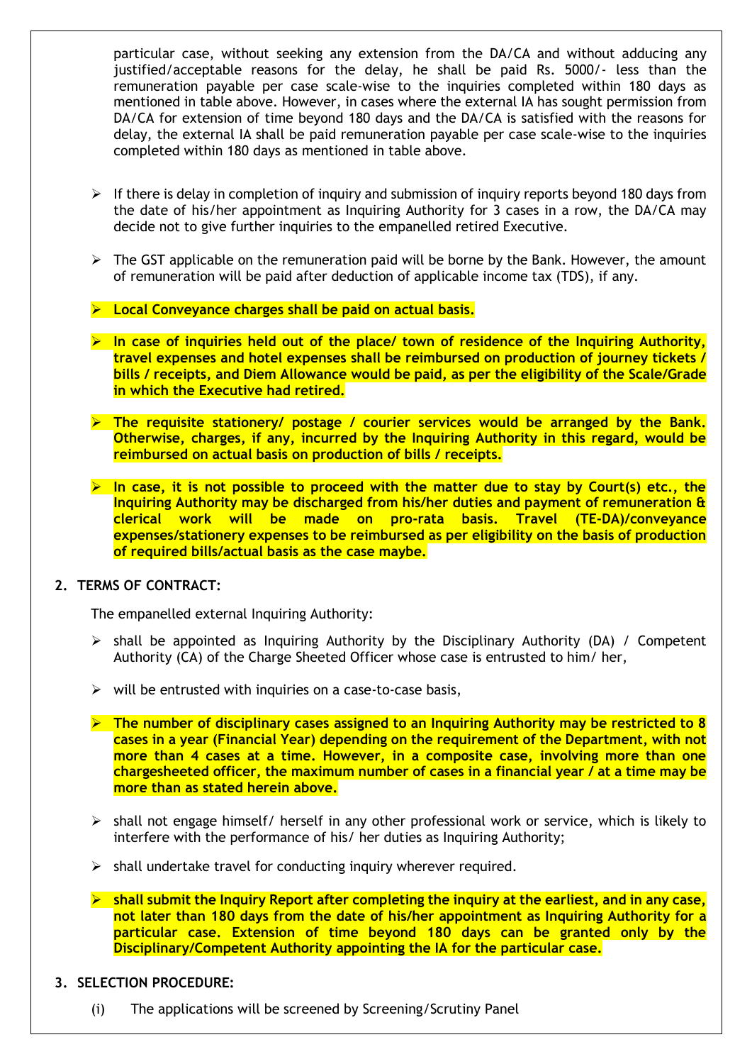particular case, without seeking any extension from the DA/CA and without adducing any justified/acceptable reasons for the delay, he shall be paid Rs. 5000/- less than the remuneration payable per case scale-wise to the inquiries completed within 180 days as mentioned in table above. However, in cases where the external IA has sought permission from DA/CA for extension of time beyond 180 days and the DA/CA is satisfied with the reasons for delay, the external IA shall be paid remuneration payable per case scale-wise to the inquiries completed within 180 days as mentioned in table above.

- If there is delay in completion of inquiry and submission of inquiry reports beyond 180 days from the date of his/her appointment as Inquiring Authority for 3 cases in a row, the DA/CA may decide not to give further inquiries to the empanelled retired Executive.
- The GST applicable on the remuneration paid will be borne by the Bank. However, the amount of remuneration will be paid after deduction of applicable income tax (TDS), if any.
- **Local Conveyance charges shall be paid on actual basis.**
- **In case of inquiries held out of the place/ town of residence of the Inquiring Authority, travel expenses and hotel expenses shall be reimbursed on production of journey tickets / bills / receipts, and Diem Allowance would be paid, as per the eligibility of the Scale/Grade in which the Executive had retired.**
- **The requisite stationery/ postage / courier services would be arranged by the Bank. Otherwise, charges, if any, incurred by the Inquiring Authority in this regard, would be reimbursed on actual basis on production of bills / receipts.**
- **In case, it is not possible to proceed with the matter due to stay by Court(s) etc., the Inquiring Authority may be discharged from his/her duties and payment of remuneration & clerical work will be made on pro-rata basis. Travel (TE-DA)/conveyance expenses/stationery expenses to be reimbursed as per eligibility on the basis of production of required bills/actual basis as the case maybe.**

## 2. TERMS OF CONTRACT:

The empanelled external Inquiring Authority:

- shall be appointed as Inquiring Authority by the Disciplinary Authority (DA) / Competent Authority (CA) of the Charge Sheeted Officer whose case is entrusted to him/ her,
- will be entrusted with inquiries on a case-to-case basis,
- **The number of disciplinary cases assigned to an Inquiring Authority may be restricted to 8 cases in a year (Financial Year) depending on the requirement of the Department, with not more than 4 cases at a time. However, in a composite case, involving more than one chargesheeted officer, the maximum number of cases in a financial year / at a time may be more than as stated herein above.**
- shall not engage himself/ herself in any other professional work or service, which is likely to interfere with the performance of his/ her duties as Inquiring Authority;
- shall undertake travel for conducting inquiry wherever required.
- **shall submit the Inquiry Report after completing the inquiry at the earliest, and in any case, not later than 180 days from the date of his/her appointment as Inquiring Authority for a particular case. Extension of time beyond 180 days can be granted only by the Disciplinary/Competent Authority appointing the IA for the particular case.**

## 3. SELECTION PROCEDURE:

(i) The applications will be screened by Screening/Scrutiny Panel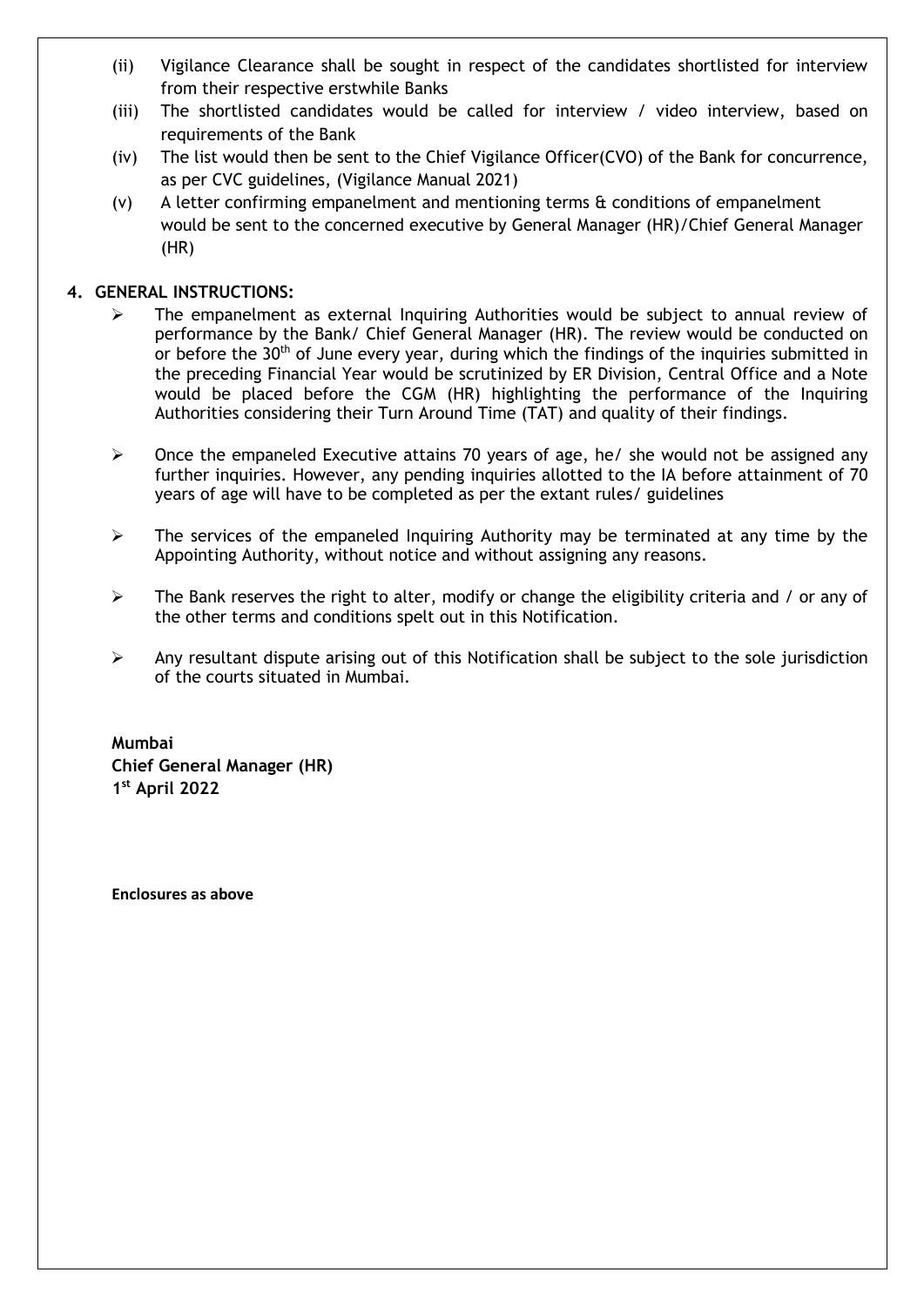(ii) Vigilance Clearance shall be sought in respect of the candidates shortlisted for interview from their respective erstwhile Banks

(iii) The shortlisted candidates would be called for interview / video interview, based on requirements of the Bank

(iv) The list would then be sent to the Chief Vigilance Officer(CVO) of the Bank for concurrence, as per CVC guidelines, (Vigilance Manual 2021)

(v) A letter confirming empanelment and mentioning terms & conditions of empanelment would be sent to the concerned executive by General Manager (HR)/Chief General Manager (HR)

## 4. GENERAL INSTRUCTIONS:

- The empanelment as external Inquiring Authorities would be subject to annual review of performance by the Bank/ Chief General Manager (HR). The review would be conducted on or before the 30th of June every year, during which the findings of the inquiries submitted in the preceding Financial Year would be scrutinized by ER Division, Central Office and a Note would be placed before the CGM (HR) highlighting the performance of the Inquiring Authorities considering their Turn Around Time (TAT) and quality of their findings.

- Once the empaneled Executive attains 70 years of age, he/ she would not be assigned any further inquiries. However, any pending inquiries allotted to the IA before attainment of 70 years of age will have to be completed as per the extant rules/ guidelines

- The services of the empaneled Inquiring Authority may be terminated at any time by the Appointing Authority, without notice and without assigning any reasons.

- The Bank reserves the right to alter, modify or change the eligibility criteria and / or any of the other terms and conditions spelt out in this Notification.

- Any resultant dispute arising out of this Notification shall be subject to the sole jurisdiction of the courts situated in Mumbai.

**Mumbai**
**Chief General Manager (HR)**
**1st April 2022**

**Enclosures as above**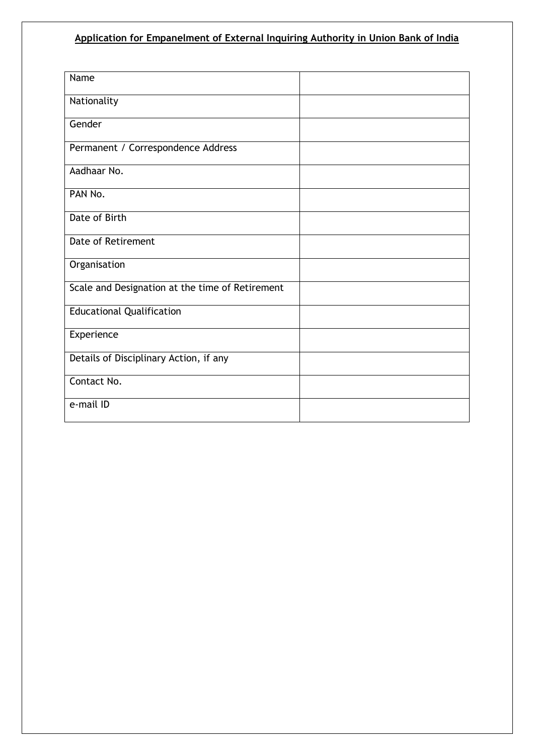**Application for Empanelment of External Inquiring Authority in Union Bank of India**

| | |
|---|---|
| Name | |
| Nationality | |
| Gender | |
| Permanent / Correspondence Address | |
| Aadhaar No. | |
| PAN No. | |
| Date of Birth | |
| Date of Retirement | |
| Organisation | |
| Scale and Designation at the time of Retirement | |
| Educational Qualification | |
| Experience | |
| Details of Disciplinary Action, if any | |
| Contact No. | |
| e-mail ID | |